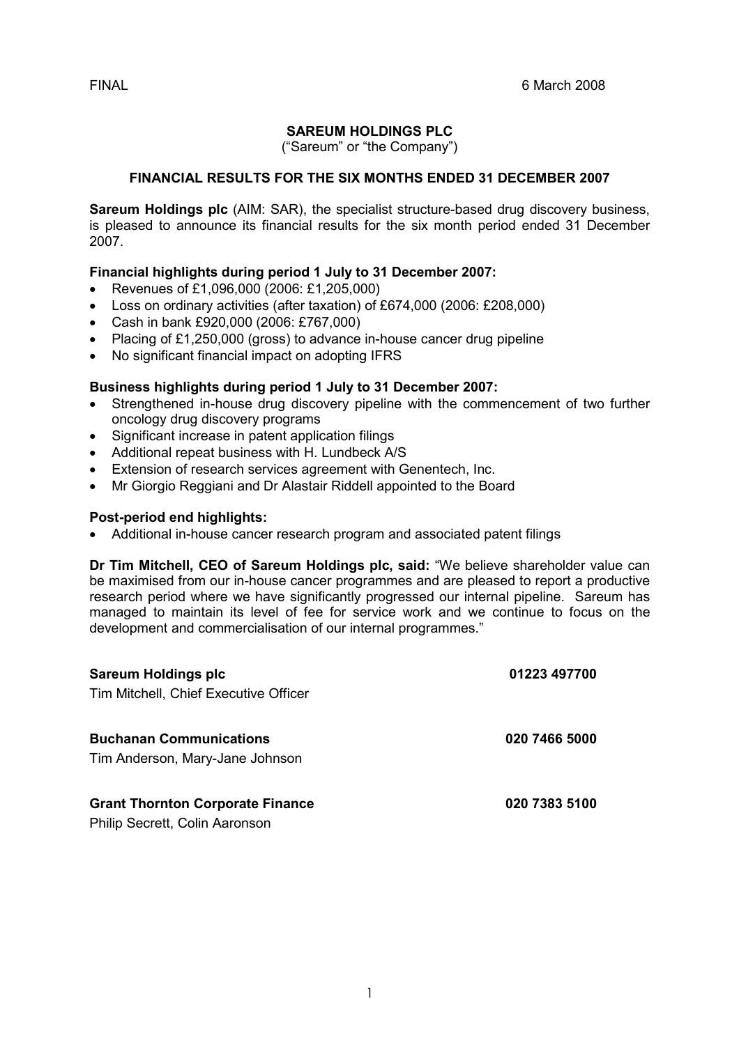FINAL 6 March 2008

# SAREUM HOLDINGS PLC

("Sareum" or "the Company")

## FINANCIAL RESULTS FOR THE SIX MONTHS ENDED 31 DECEMBER 2007

**Sareum Holdings plc** (AIM: SAR), the specialist structure-based drug discovery business, is pleased to announce its financial results for the six month period ended 31 December 2007.

**Financial highlights during period 1 July to 31 December 2007:**

- Revenues of £1,096,000 (2006: £1,205,000)
- Loss on ordinary activities (after taxation) of £674,000 (2006: £208,000)
- Cash in bank £920,000 (2006: £767,000)
- Placing of £1,250,000 (gross) to advance in-house cancer drug pipeline
- No significant financial impact on adopting IFRS

**Business highlights during period 1 July to 31 December 2007:**

- Strengthened in-house drug discovery pipeline with the commencement of two further oncology drug discovery programs
- Significant increase in patent application filings
- Additional repeat business with H. Lundbeck A/S
- Extension of research services agreement with Genentech, Inc.
- Mr Giorgio Reggiani and Dr Alastair Riddell appointed to the Board

**Post-period end highlights:**

- Additional in-house cancer research program and associated patent filings

**Dr Tim Mitchell, CEO of Sareum Holdings plc, said:** "We believe shareholder value can be maximised from our in-house cancer programmes and are pleased to report a productive research period where we have significantly progressed our internal pipeline. Sareum has managed to maintain its level of fee for service work and we continue to focus on the development and commercialisation of our internal programmes."

**Sareum Holdings plc** 01223 497700
Tim Mitchell, Chief Executive Officer

**Buchanan Communications** 020 7466 5000
Tim Anderson, Mary-Jane Johnson

**Grant Thornton Corporate Finance** 020 7383 5100
Philip Secrett, Colin Aaronson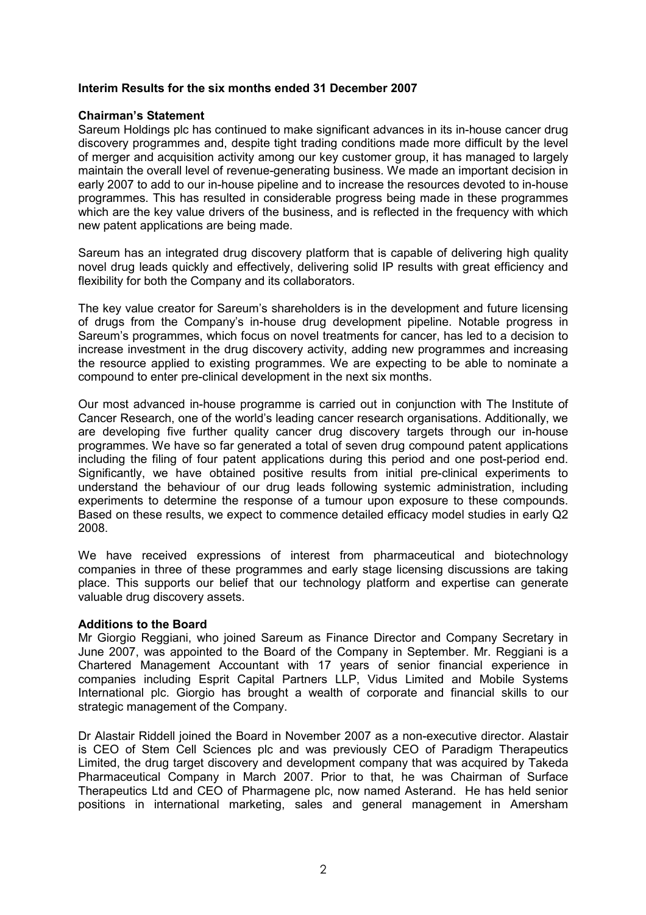**Interim Results for the six months ended 31 December 2007**

**Chairman's Statement**

Sareum Holdings plc has continued to make significant advances in its in-house cancer drug discovery programmes and, despite tight trading conditions made more difficult by the level of merger and acquisition activity among our key customer group, it has managed to largely maintain the overall level of revenue-generating business. We made an important decision in early 2007 to add to our in-house pipeline and to increase the resources devoted to in-house programmes. This has resulted in considerable progress being made in these programmes which are the key value drivers of the business, and is reflected in the frequency with which new patent applications are being made.

Sareum has an integrated drug discovery platform that is capable of delivering high quality novel drug leads quickly and effectively, delivering solid IP results with great efficiency and flexibility for both the Company and its collaborators.

The key value creator for Sareum's shareholders is in the development and future licensing of drugs from the Company's in-house drug development pipeline. Notable progress in Sareum's programmes, which focus on novel treatments for cancer, has led to a decision to increase investment in the drug discovery activity, adding new programmes and increasing the resource applied to existing programmes. We are expecting to be able to nominate a compound to enter pre-clinical development in the next six months.

Our most advanced in-house programme is carried out in conjunction with The Institute of Cancer Research, one of the world's leading cancer research organisations. Additionally, we are developing five further quality cancer drug discovery targets through our in-house programmes. We have so far generated a total of seven drug compound patent applications including the filing of four patent applications during this period and one post-period end. Significantly, we have obtained positive results from initial pre-clinical experiments to understand the behaviour of our drug leads following systemic administration, including experiments to determine the response of a tumour upon exposure to these compounds. Based on these results, we expect to commence detailed efficacy model studies in early Q2 2008.

We have received expressions of interest from pharmaceutical and biotechnology companies in three of these programmes and early stage licensing discussions are taking place. This supports our belief that our technology platform and expertise can generate valuable drug discovery assets.

**Additions to the Board**

Mr Giorgio Reggiani, who joined Sareum as Finance Director and Company Secretary in June 2007, was appointed to the Board of the Company in September. Mr. Reggiani is a Chartered Management Accountant with 17 years of senior financial experience in companies including Esprit Capital Partners LLP, Vidus Limited and Mobile Systems International plc. Giorgio has brought a wealth of corporate and financial skills to our strategic management of the Company.

Dr Alastair Riddell joined the Board in November 2007 as a non-executive director. Alastair is CEO of Stem Cell Sciences plc and was previously CEO of Paradigm Therapeutics Limited, the drug target discovery and development company that was acquired by Takeda Pharmaceutical Company in March 2007. Prior to that, he was Chairman of Surface Therapeutics Ltd and CEO of Pharmagene plc, now named Asterand. He has held senior positions in international marketing, sales and general management in Amersham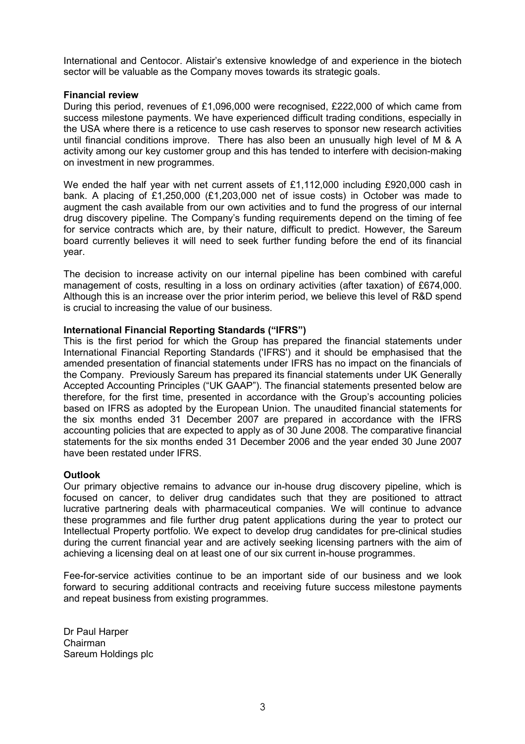International and Centocor. Alistair's extensive knowledge of and experience in the biotech sector will be valuable as the Company moves towards its strategic goals.

**Financial review**

During this period, revenues of £1,096,000 were recognised, £222,000 of which came from success milestone payments. We have experienced difficult trading conditions, especially in the USA where there is a reticence to use cash reserves to sponsor new research activities until financial conditions improve. There has also been an unusually high level of M & A activity among our key customer group and this has tended to interfere with decision-making on investment in new programmes.

We ended the half year with net current assets of £1,112,000 including £920,000 cash in bank. A placing of £1,250,000 (£1,203,000 net of issue costs) in October was made to augment the cash available from our own activities and to fund the progress of our internal drug discovery pipeline. The Company's funding requirements depend on the timing of fee for service contracts which are, by their nature, difficult to predict. However, the Sareum board currently believes it will need to seek further funding before the end of its financial year.

The decision to increase activity on our internal pipeline has been combined with careful management of costs, resulting in a loss on ordinary activities (after taxation) of £674,000. Although this is an increase over the prior interim period, we believe this level of R&D spend is crucial to increasing the value of our business.

**International Financial Reporting Standards ("IFRS")**

This is the first period for which the Group has prepared the financial statements under International Financial Reporting Standards ('IFRS') and it should be emphasised that the amended presentation of financial statements under IFRS has no impact on the financials of the Company. Previously Sareum has prepared its financial statements under UK Generally Accepted Accounting Principles ("UK GAAP"). The financial statements presented below are therefore, for the first time, presented in accordance with the Group's accounting policies based on IFRS as adopted by the European Union. The unaudited financial statements for the six months ended 31 December 2007 are prepared in accordance with the IFRS accounting policies that are expected to apply as of 30 June 2008. The comparative financial statements for the six months ended 31 December 2006 and the year ended 30 June 2007 have been restated under IFRS.

**Outlook**

Our primary objective remains to advance our in-house drug discovery pipeline, which is focused on cancer, to deliver drug candidates such that they are positioned to attract lucrative partnering deals with pharmaceutical companies. We will continue to advance these programmes and file further drug patent applications during the year to protect our Intellectual Property portfolio. We expect to develop drug candidates for pre-clinical studies during the current financial year and are actively seeking licensing partners with the aim of achieving a licensing deal on at least one of our six current in-house programmes.

Fee-for-service activities continue to be an important side of our business and we look forward to securing additional contracts and receiving future success milestone payments and repeat business from existing programmes.

Dr Paul Harper
Chairman
Sareum Holdings plc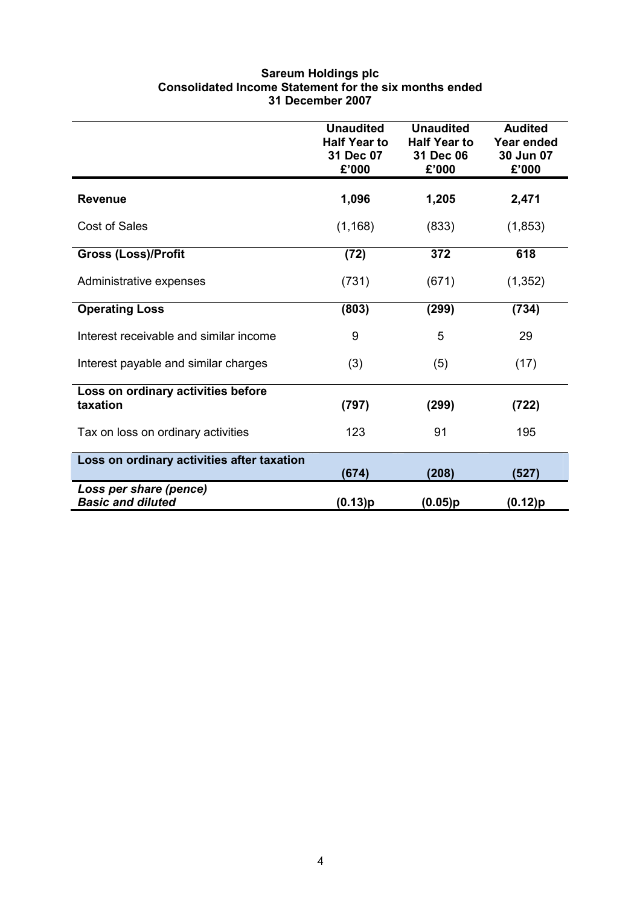**Sareum Holdings plc**
**Consolidated Income Statement for the six months ended 31 December 2007**

| | Unaudited Half Year to 31 Dec 07 £'000 | Unaudited Half Year to 31 Dec 06 £'000 | Audited Year ended 30 Jun 07 £'000 |
|---|---|---|---|
| **Revenue** | **1,096** | **1,205** | **2,471** |
| Cost of Sales | (1,168) | (833) | (1,853) |
| **Gross (Loss)/Profit** | **(72)** | **372** | **618** |
| Administrative expenses | (731) | (671) | (1,352) |
| **Operating Loss** | **(803)** | **(299)** | **(734)** |
| Interest receivable and similar income | 9 | 5 | 29 |
| Interest payable and similar charges | (3) | (5) | (17) |
| **Loss on ordinary activities before taxation** | **(797)** | **(299)** | **(722)** |
| Tax on loss on ordinary activities | 123 | 91 | 195 |
| **Loss on ordinary activities after taxation** | **(674)** | **(208)** | **(527)** |
| ***Loss per share (pence)*** ***Basic and diluted*** | **(0.13)p** | **(0.05)p** | **(0.12)p** |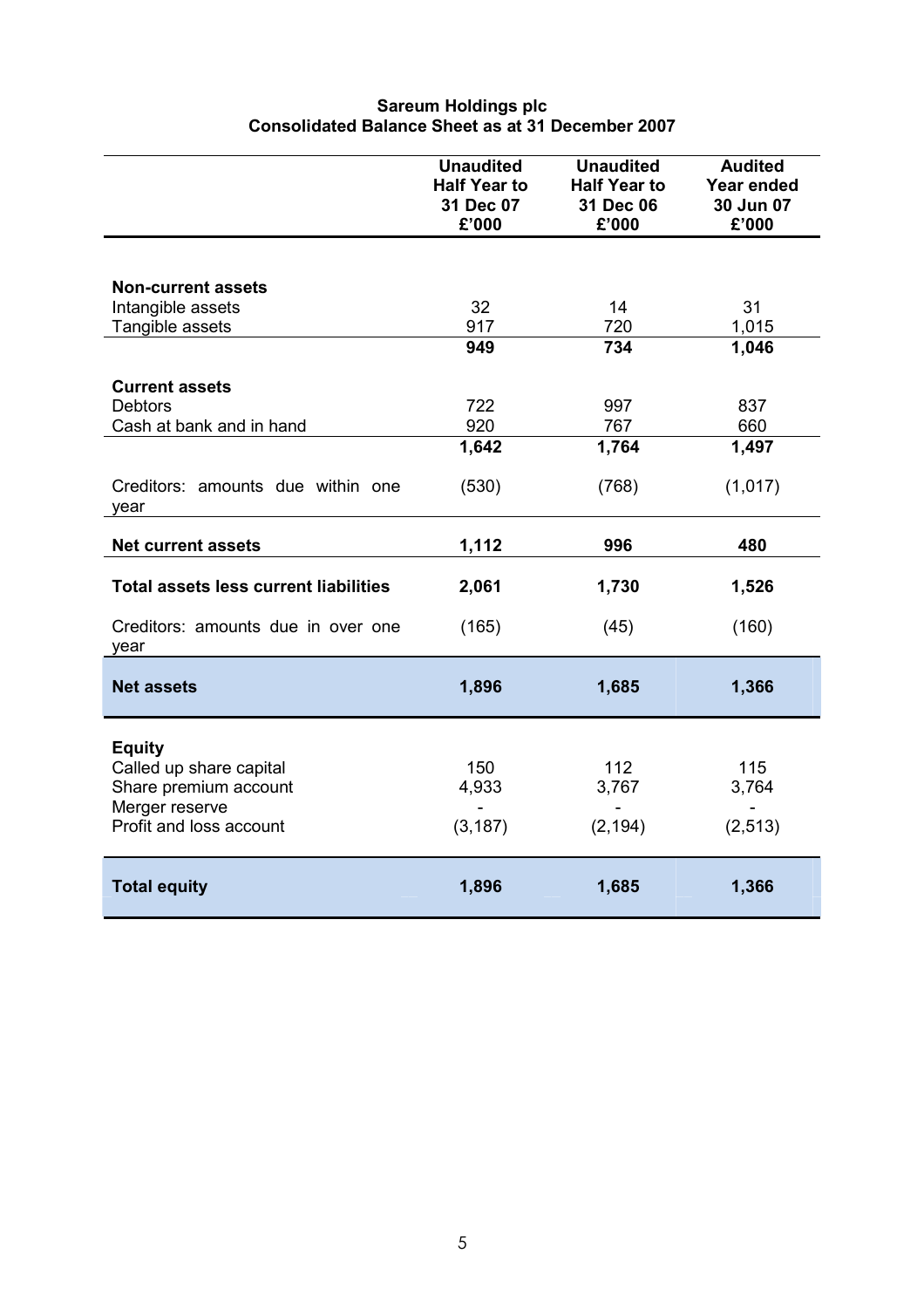**Sareum Holdings plc**
**Consolidated Balance Sheet as at 31 December 2007**

| | **Unaudited Half Year to 31 Dec 07 £'000** | **Unaudited Half Year to 31 Dec 06 £'000** | **Audited Year ended 30 Jun 07 £'000** |
|---|---|---|---|
| **Non-current assets** | | | |
| Intangible assets | 32 | 14 | 31 |
| Tangible assets | 917 | 720 | 1,015 |
| | **949** | **734** | **1,046** |
| **Current assets** | | | |
| Debtors | 722 | 997 | 837 |
| Cash at bank and in hand | 920 | 767 | 660 |
| | **1,642** | **1,764** | **1,497** |
| Creditors: amounts due within one year | (530) | (768) | (1,017) |
| **Net current assets** | **1,112** | **996** | **480** |
| **Total assets less current liabilities** | **2,061** | **1,730** | **1,526** |
| Creditors: amounts due in over one year | (165) | (45) | (160) |
| **Net assets** | **1,896** | **1,685** | **1,366** |
| **Equity** | | | |
| Called up share capital | 150 | 112 | 115 |
| Share premium account | 4,933 | 3,767 | 3,764 |
| Merger reserve | - | - | - |
| Profit and loss account | (3,187) | (2,194) | (2,513) |
| **Total equity** | **1,896** | **1,685** | **1,366** |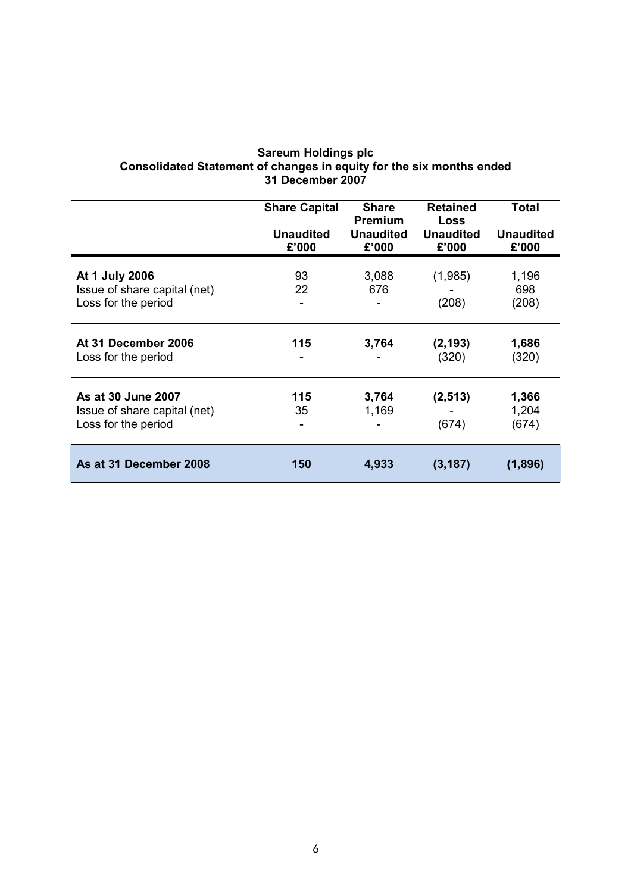**Sareum Holdings plc**
**Consolidated Statement of changes in equity for the six months ended 31 December 2007**

| | Share Capital | Share Premium | Retained Loss | Total |
|---|---|---|---|---|
| | Unaudited £'000 | Unaudited £'000 | Unaudited £'000 | Unaudited £'000 |
| **At 1 July 2006** | 93 | 3,088 | (1,985) | 1,196 |
| Issue of share capital (net) | 22 | 676 | - | 698 |
| Loss for the period | - | - | (208) | (208) |
| **At 31 December 2006** | **115** | **3,764** | **(2,193)** | **1,686** |
| Loss for the period | - | - | (320) | (320) |
| **As at 30 June 2007** | **115** | **3,764** | **(2,513)** | **1,366** |
| Issue of share capital (net) | 35 | 1,169 | - | 1,204 |
| Loss for the period | - | - | (674) | (674) |
| **As at 31 December 2008** | **150** | **4,933** | **(3,187)** | **(1,896)** |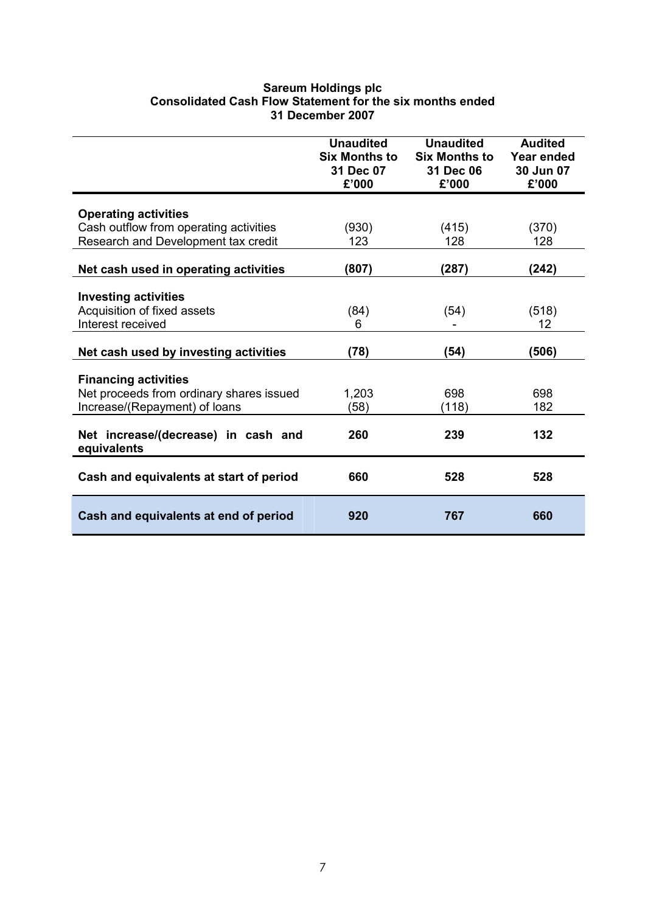**Sareum Holdings plc**
**Consolidated Cash Flow Statement for the six months ended 31 December 2007**

| | Unaudited Six Months to 31 Dec 07 £'000 | Unaudited Six Months to 31 Dec 06 £'000 | Audited Year ended 30 Jun 07 £'000 |
|---|---|---|---|
| **Operating activities** | | | |
| Cash outflow from operating activities | (930) | (415) | (370) |
| Research and Development tax credit | 123 | 128 | 128 |
| **Net cash used in operating activities** | **(807)** | **(287)** | **(242)** |
| **Investing activities** | | | |
| Acquisition of fixed assets | (84) | (54) | (518) |
| Interest received | 6 | - | 12 |
| **Net cash used by investing activities** | **(78)** | **(54)** | **(506)** |
| **Financing activities** | | | |
| Net proceeds from ordinary shares issued | 1,203 | 698 | 698 |
| Increase/(Repayment) of loans | (58) | (118) | 182 |
| **Net increase/(decrease) in cash and equivalents** | **260** | **239** | **132** |
| **Cash and equivalents at start of period** | **660** | **528** | **528** |
| **Cash and equivalents at end of period** | **920** | **767** | **660** |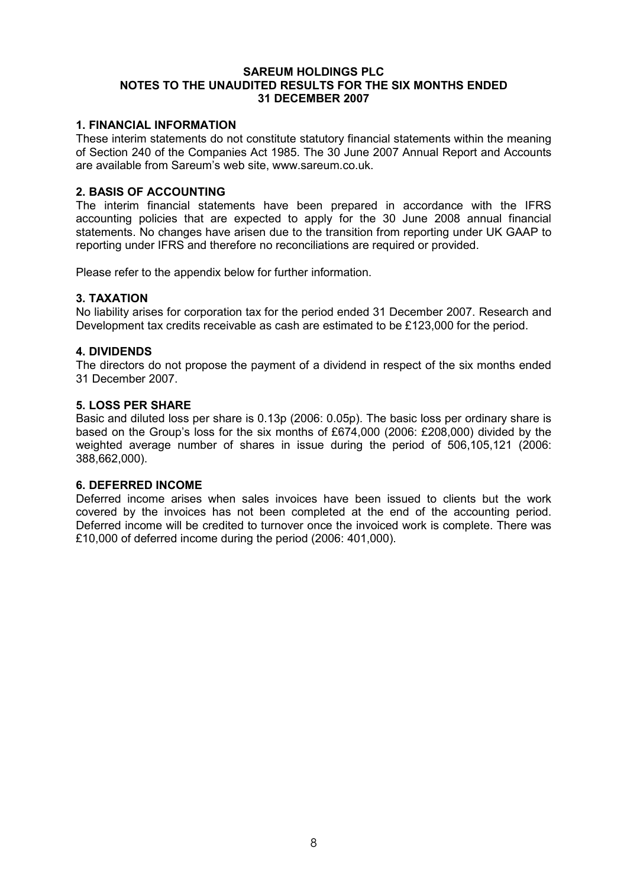# SAREUM HOLDINGS PLC
## NOTES TO THE UNAUDITED RESULTS FOR THE SIX MONTHS ENDED 31 DECEMBER 2007

### 1. FINANCIAL INFORMATION

These interim statements do not constitute statutory financial statements within the meaning of Section 240 of the Companies Act 1985. The 30 June 2007 Annual Report and Accounts are available from Sareum's web site, www.sareum.co.uk.

### 2. BASIS OF ACCOUNTING

The interim financial statements have been prepared in accordance with the IFRS accounting policies that are expected to apply for the 30 June 2008 annual financial statements. No changes have arisen due to the transition from reporting under UK GAAP to reporting under IFRS and therefore no reconciliations are required or provided.

Please refer to the appendix below for further information.

### 3. TAXATION

No liability arises for corporation tax for the period ended 31 December 2007. Research and Development tax credits receivable as cash are estimated to be £123,000 for the period.

### 4. DIVIDENDS

The directors do not propose the payment of a dividend in respect of the six months ended 31 December 2007.

### 5. LOSS PER SHARE

Basic and diluted loss per share is 0.13p (2006: 0.05p). The basic loss per ordinary share is based on the Group's loss for the six months of £674,000 (2006: £208,000) divided by the weighted average number of shares in issue during the period of 506,105,121 (2006: 388,662,000).

### 6. DEFERRED INCOME

Deferred income arises when sales invoices have been issued to clients but the work covered by the invoices has not been completed at the end of the accounting period. Deferred income will be credited to turnover once the invoiced work is complete. There was £10,000 of deferred income during the period (2006: 401,000).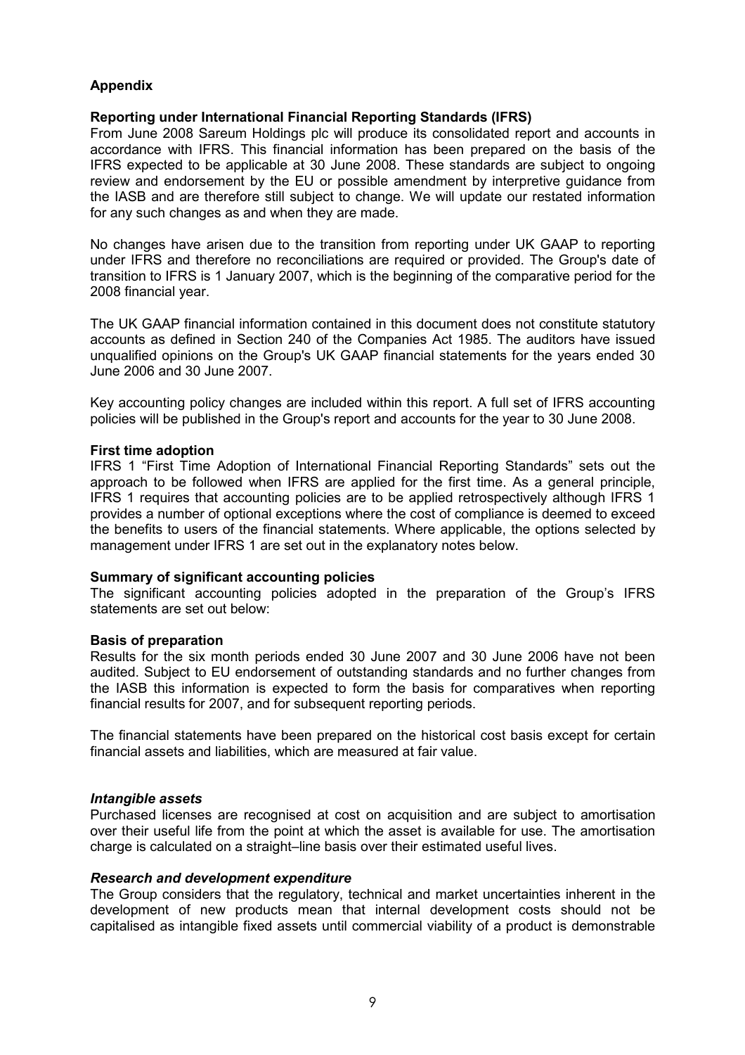## Appendix

### Reporting under International Financial Reporting Standards (IFRS)

From June 2008 Sareum Holdings plc will produce its consolidated report and accounts in accordance with IFRS. This financial information has been prepared on the basis of the IFRS expected to be applicable at 30 June 2008. These standards are subject to ongoing review and endorsement by the EU or possible amendment by interpretive guidance from the IASB and are therefore still subject to change. We will update our restated information for any such changes as and when they are made.

No changes have arisen due to the transition from reporting under UK GAAP to reporting under IFRS and therefore no reconciliations are required or provided. The Group's date of transition to IFRS is 1 January 2007, which is the beginning of the comparative period for the 2008 financial year.

The UK GAAP financial information contained in this document does not constitute statutory accounts as defined in Section 240 of the Companies Act 1985. The auditors have issued unqualified opinions on the Group's UK GAAP financial statements for the years ended 30 June 2006 and 30 June 2007.

Key accounting policy changes are included within this report. A full set of IFRS accounting policies will be published in the Group's report and accounts for the year to 30 June 2008.

### First time adoption

IFRS 1 "First Time Adoption of International Financial Reporting Standards" sets out the approach to be followed when IFRS are applied for the first time. As a general principle, IFRS 1 requires that accounting policies are to be applied retrospectively although IFRS 1 provides a number of optional exceptions where the cost of compliance is deemed to exceed the benefits to users of the financial statements. Where applicable, the options selected by management under IFRS 1 are set out in the explanatory notes below.

### Summary of significant accounting policies

The significant accounting policies adopted in the preparation of the Group's IFRS statements are set out below:

### Basis of preparation

Results for the six month periods ended 30 June 2007 and 30 June 2006 have not been audited. Subject to EU endorsement of outstanding standards and no further changes from the IASB this information is expected to form the basis for comparatives when reporting financial results for 2007, and for subsequent reporting periods.

The financial statements have been prepared on the historical cost basis except for certain financial assets and liabilities, which are measured at fair value.

#### *Intangible assets*

Purchased licenses are recognised at cost on acquisition and are subject to amortisation over their useful life from the point at which the asset is available for use. The amortisation charge is calculated on a straight–line basis over their estimated useful lives.

#### *Research and development expenditure*

The Group considers that the regulatory, technical and market uncertainties inherent in the development of new products mean that internal development costs should not be capitalised as intangible fixed assets until commercial viability of a product is demonstrable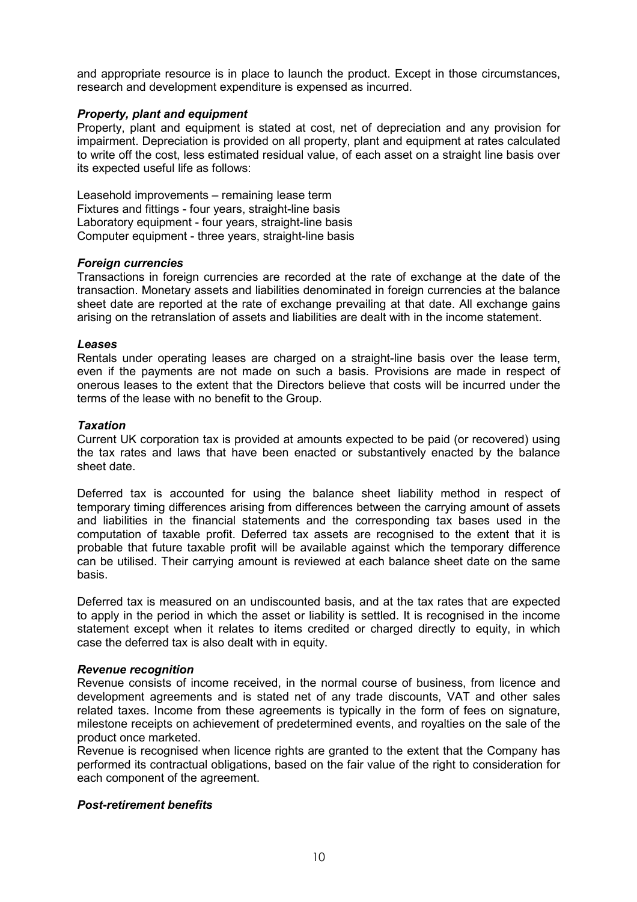and appropriate resource is in place to launch the product. Except in those circumstances, research and development expenditure is expensed as incurred.

***Property, plant and equipment***

Property, plant and equipment is stated at cost, net of depreciation and any provision for impairment. Depreciation is provided on all property, plant and equipment at rates calculated to write off the cost, less estimated residual value, of each asset on a straight line basis over its expected useful life as follows:

Leasehold improvements – remaining lease term
Fixtures and fittings - four years, straight-line basis
Laboratory equipment - four years, straight-line basis
Computer equipment - three years, straight-line basis

***Foreign currencies***

Transactions in foreign currencies are recorded at the rate of exchange at the date of the transaction. Monetary assets and liabilities denominated in foreign currencies at the balance sheet date are reported at the rate of exchange prevailing at that date. All exchange gains arising on the retranslation of assets and liabilities are dealt with in the income statement.

***Leases***

Rentals under operating leases are charged on a straight-line basis over the lease term, even if the payments are not made on such a basis. Provisions are made in respect of onerous leases to the extent that the Directors believe that costs will be incurred under the terms of the lease with no benefit to the Group.

***Taxation***

Current UK corporation tax is provided at amounts expected to be paid (or recovered) using the tax rates and laws that have been enacted or substantively enacted by the balance sheet date.

Deferred tax is accounted for using the balance sheet liability method in respect of temporary timing differences arising from differences between the carrying amount of assets and liabilities in the financial statements and the corresponding tax bases used in the computation of taxable profit. Deferred tax assets are recognised to the extent that it is probable that future taxable profit will be available against which the temporary difference can be utilised. Their carrying amount is reviewed at each balance sheet date on the same basis.

Deferred tax is measured on an undiscounted basis, and at the tax rates that are expected to apply in the period in which the asset or liability is settled. It is recognised in the income statement except when it relates to items credited or charged directly to equity, in which case the deferred tax is also dealt with in equity.

***Revenue recognition***

Revenue consists of income received, in the normal course of business, from licence and development agreements and is stated net of any trade discounts, VAT and other sales related taxes. Income from these agreements is typically in the form of fees on signature, milestone receipts on achievement of predetermined events, and royalties on the sale of the product once marketed.

Revenue is recognised when licence rights are granted to the extent that the Company has performed its contractual obligations, based on the fair value of the right to consideration for each component of the agreement.

***Post-retirement benefits***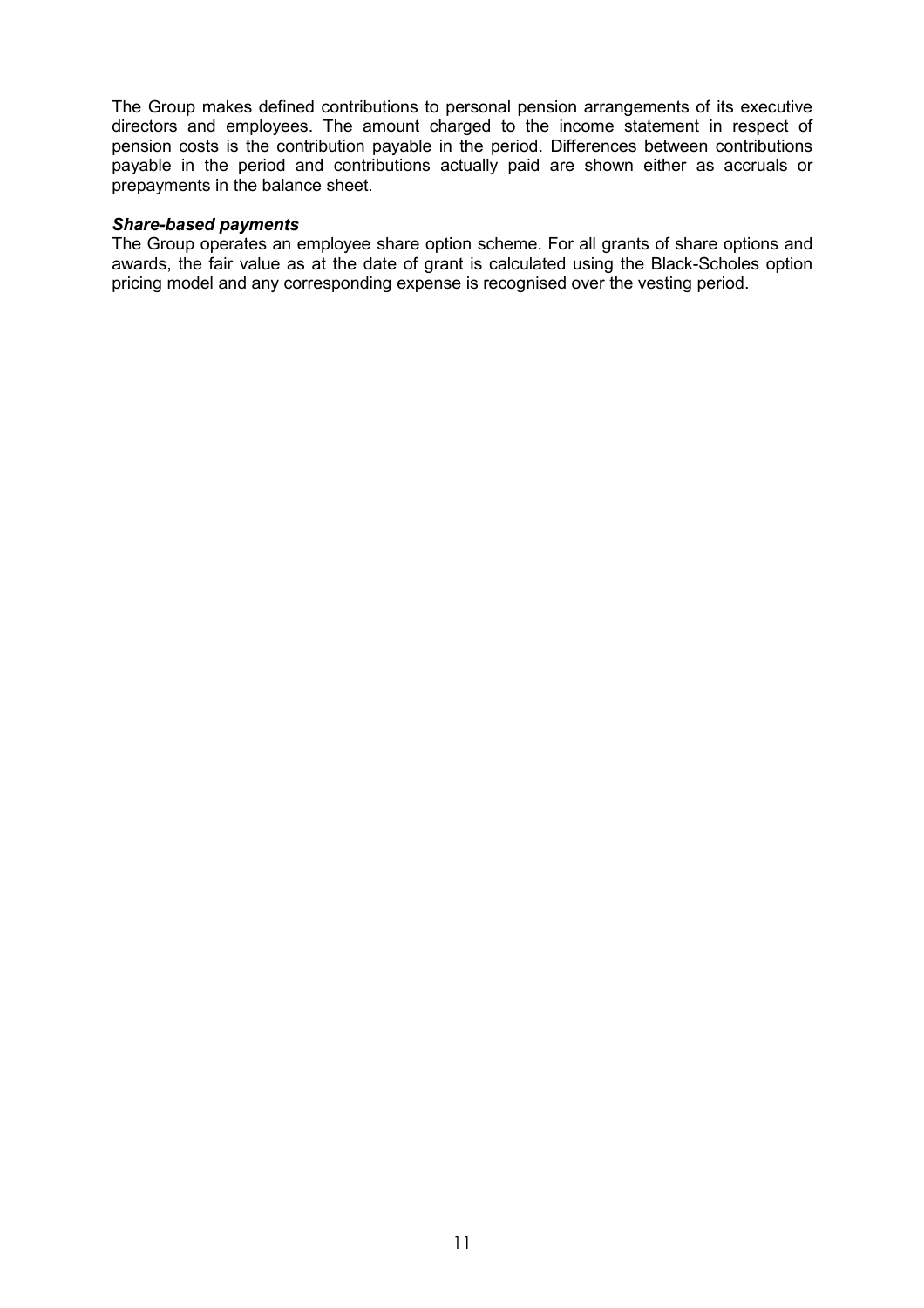The Group makes defined contributions to personal pension arrangements of its executive directors and employees. The amount charged to the income statement in respect of pension costs is the contribution payable in the period. Differences between contributions payable in the period and contributions actually paid are shown either as accruals or prepayments in the balance sheet.

***Share-based payments***

The Group operates an employee share option scheme. For all grants of share options and awards, the fair value as at the date of grant is calculated using the Black-Scholes option pricing model and any corresponding expense is recognised over the vesting period.